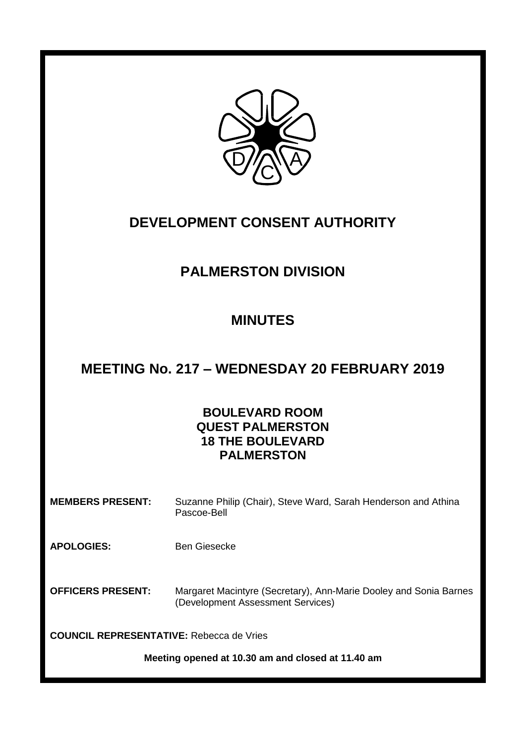# DEVELOPMENT CONSENT AUTHORITY

## PALMERSTON DIVISION

## MINUTES

## MEETING No. 217 – WEDNESDAY 20 FEBRUARY 2019

**BOULEVARD ROOM**
**QUEST PALMERSTON**
**18 THE BOULEVARD**
**PALMERSTON**

**MEMBERS PRESENT:** Suzanne Philip (Chair), Steve Ward, Sarah Henderson and Athina Pascoe-Bell

**APOLOGIES:** Ben Giesecke

**OFFICERS PRESENT:** Margaret Macintyre (Secretary), Ann-Marie Dooley and Sonia Barnes (Development Assessment Services)

**COUNCIL REPRESENTATIVE:** Rebecca de Vries

**Meeting opened at 10.30 am and closed at 11.40 am**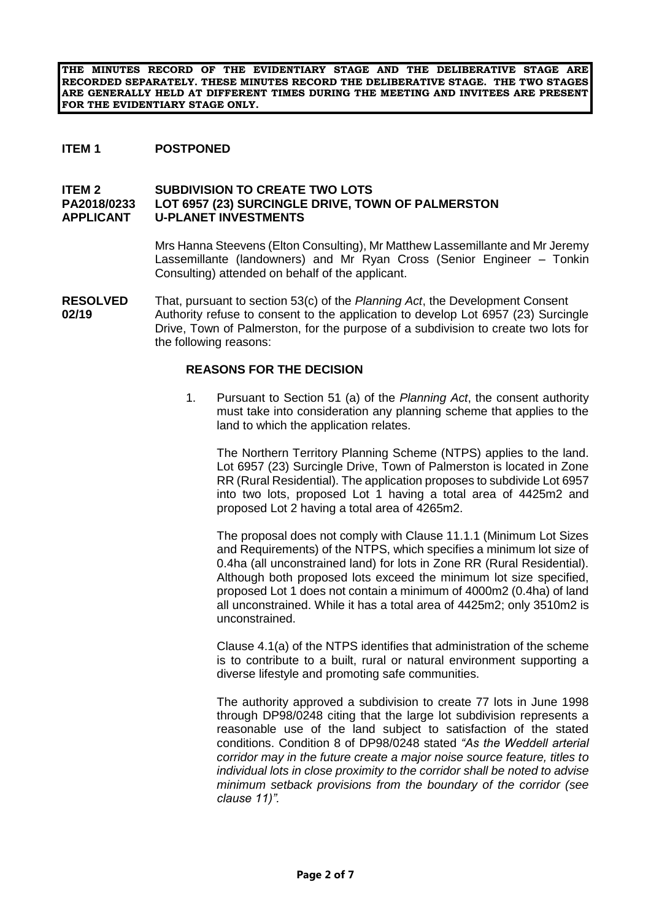**THE MINUTES RECORD OF THE EVIDENTIARY STAGE AND THE DELIBERATIVE STAGE ARE RECORDED SEPARATELY. THESE MINUTES RECORD THE DELIBERATIVE STAGE. THE TWO STAGES ARE GENERALLY HELD AT DIFFERENT TIMES DURING THE MEETING AND INVITEES ARE PRESENT FOR THE EVIDENTIARY STAGE ONLY.**

**ITEM 1 POSTPONED**

**ITEM 2 SUBDIVISION TO CREATE TWO LOTS**
**PA2018/0233 LOT 6957 (23) SURCINGLE DRIVE, TOWN OF PALMERSTON**
**APPLICANT U-PLANET INVESTMENTS**

Mrs Hanna Steevens (Elton Consulting), Mr Matthew Lassemillante and Mr Jeremy Lassemillante (landowners) and Mr Ryan Cross (Senior Engineer – Tonkin Consulting) attended on behalf of the applicant.

**RESOLVED 02/19** That, pursuant to section 53(c) of the *Planning Act*, the Development Consent Authority refuse to consent to the application to develop Lot 6957 (23) Surcingle Drive, Town of Palmerston, for the purpose of a subdivision to create two lots for the following reasons:

**REASONS FOR THE DECISION**

1. Pursuant to Section 51 (a) of the *Planning Act*, the consent authority must take into consideration any planning scheme that applies to the land to which the application relates.

   The Northern Territory Planning Scheme (NTPS) applies to the land. Lot 6957 (23) Surcingle Drive, Town of Palmerston is located in Zone RR (Rural Residential). The application proposes to subdivide Lot 6957 into two lots, proposed Lot 1 having a total area of 4425m2 and proposed Lot 2 having a total area of 4265m2.

   The proposal does not comply with Clause 11.1.1 (Minimum Lot Sizes and Requirements) of the NTPS, which specifies a minimum lot size of 0.4ha (all unconstrained land) for lots in Zone RR (Rural Residential). Although both proposed lots exceed the minimum lot size specified, proposed Lot 1 does not contain a minimum of 4000m2 (0.4ha) of land all unconstrained. While it has a total area of 4425m2; only 3510m2 is unconstrained.

   Clause 4.1(a) of the NTPS identifies that administration of the scheme is to contribute to a built, rural or natural environment supporting a diverse lifestyle and promoting safe communities.

   The authority approved a subdivision to create 77 lots in June 1998 through DP98/0248 citing that the large lot subdivision represents a reasonable use of the land subject to satisfaction of the stated conditions. Condition 8 of DP98/0248 stated *"As the Weddell arterial corridor may in the future create a major noise source feature, titles to individual lots in close proximity to the corridor shall be noted to advise minimum setback provisions from the boundary of the corridor (see clause 11)".*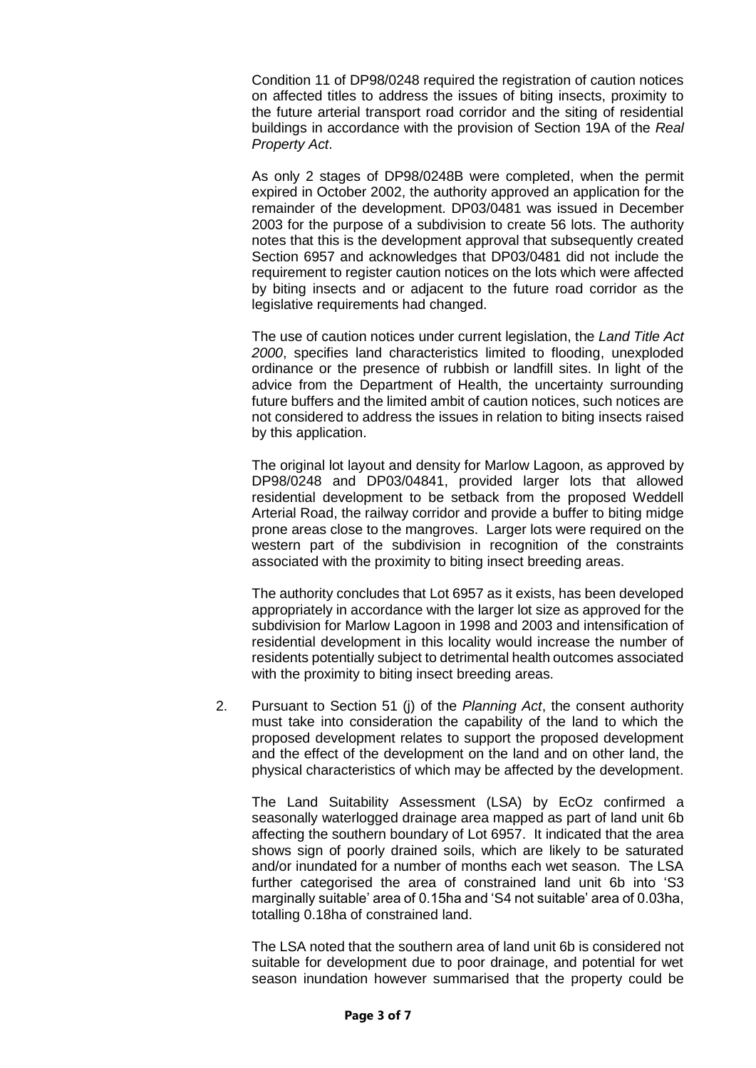Condition 11 of DP98/0248 required the registration of caution notices on affected titles to address the issues of biting insects, proximity to the future arterial transport road corridor and the siting of residential buildings in accordance with the provision of Section 19A of the *Real Property Act*.

As only 2 stages of DP98/0248B were completed, when the permit expired in October 2002, the authority approved an application for the remainder of the development. DP03/0481 was issued in December 2003 for the purpose of a subdivision to create 56 lots. The authority notes that this is the development approval that subsequently created Section 6957 and acknowledges that DP03/0481 did not include the requirement to register caution notices on the lots which were affected by biting insects and or adjacent to the future road corridor as the legislative requirements had changed.

The use of caution notices under current legislation, the *Land Title Act 2000*, specifies land characteristics limited to flooding, unexploded ordinance or the presence of rubbish or landfill sites. In light of the advice from the Department of Health, the uncertainty surrounding future buffers and the limited ambit of caution notices, such notices are not considered to address the issues in relation to biting insects raised by this application.

The original lot layout and density for Marlow Lagoon, as approved by DP98/0248 and DP03/04841, provided larger lots that allowed residential development to be setback from the proposed Weddell Arterial Road, the railway corridor and provide a buffer to biting midge prone areas close to the mangroves. Larger lots were required on the western part of the subdivision in recognition of the constraints associated with the proximity to biting insect breeding areas.

The authority concludes that Lot 6957 as it exists, has been developed appropriately in accordance with the larger lot size as approved for the subdivision for Marlow Lagoon in 1998 and 2003 and intensification of residential development in this locality would increase the number of residents potentially subject to detrimental health outcomes associated with the proximity to biting insect breeding areas.

2. Pursuant to Section 51 (j) of the *Planning Act*, the consent authority must take into consideration the capability of the land to which the proposed development relates to support the proposed development and the effect of the development on the land and on other land, the physical characteristics of which may be affected by the development.

   The Land Suitability Assessment (LSA) by EcOz confirmed a seasonally waterlogged drainage area mapped as part of land unit 6b affecting the southern boundary of Lot 6957. It indicated that the area shows sign of poorly drained soils, which are likely to be saturated and/or inundated for a number of months each wet season. The LSA further categorised the area of constrained land unit 6b into 'S3 marginally suitable' area of 0.15ha and 'S4 not suitable' area of 0.03ha, totalling 0.18ha of constrained land.

   The LSA noted that the southern area of land unit 6b is considered not suitable for development due to poor drainage, and potential for wet season inundation however summarised that the property could be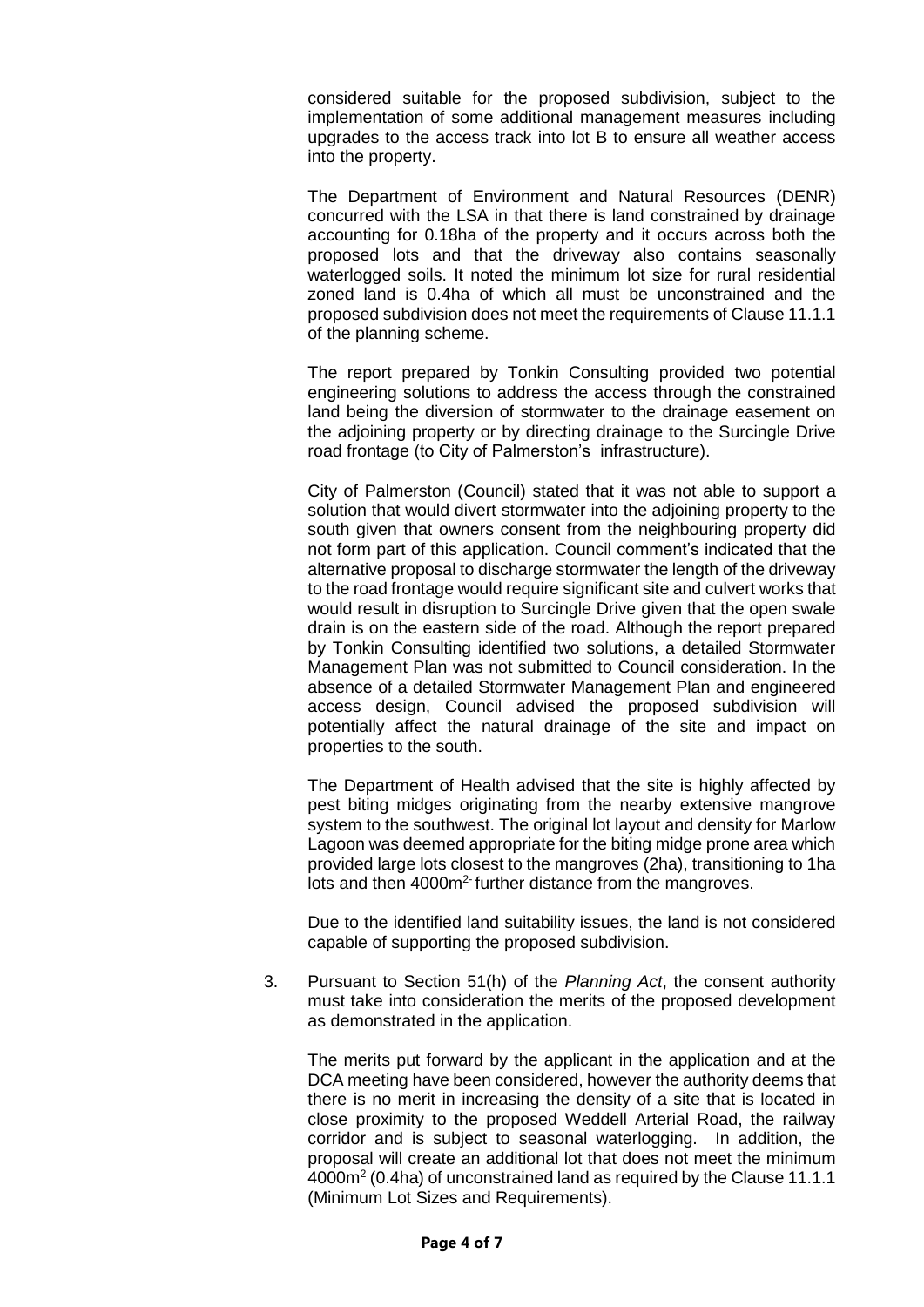considered suitable for the proposed subdivision, subject to the implementation of some additional management measures including upgrades to the access track into lot B to ensure all weather access into the property.

The Department of Environment and Natural Resources (DENR) concurred with the LSA in that there is land constrained by drainage accounting for 0.18ha of the property and it occurs across both the proposed lots and that the driveway also contains seasonally waterlogged soils. It noted the minimum lot size for rural residential zoned land is 0.4ha of which all must be unconstrained and the proposed subdivision does not meet the requirements of Clause 11.1.1 of the planning scheme.

The report prepared by Tonkin Consulting provided two potential engineering solutions to address the access through the constrained land being the diversion of stormwater to the drainage easement on the adjoining property or by directing drainage to the Surcingle Drive road frontage (to City of Palmerston's infrastructure).

City of Palmerston (Council) stated that it was not able to support a solution that would divert stormwater into the adjoining property to the south given that owners consent from the neighbouring property did not form part of this application. Council comment's indicated that the alternative proposal to discharge stormwater the length of the driveway to the road frontage would require significant site and culvert works that would result in disruption to Surcingle Drive given that the open swale drain is on the eastern side of the road. Although the report prepared by Tonkin Consulting identified two solutions, a detailed Stormwater Management Plan was not submitted to Council consideration. In the absence of a detailed Stormwater Management Plan and engineered access design, Council advised the proposed subdivision will potentially affect the natural drainage of the site and impact on properties to the south.

The Department of Health advised that the site is highly affected by pest biting midges originating from the nearby extensive mangrove system to the southwest. The original lot layout and density for Marlow Lagoon was deemed appropriate for the biting midge prone area which provided large lots closest to the mangroves (2ha), transitioning to 1ha lots and then 4000m$^{2}$ further distance from the mangroves.

Due to the identified land suitability issues, the land is not considered capable of supporting the proposed subdivision.

3. Pursuant to Section 51(h) of the *Planning Act*, the consent authority must take into consideration the merits of the proposed development as demonstrated in the application.

   The merits put forward by the applicant in the application and at the DCA meeting have been considered, however the authority deems that there is no merit in increasing the density of a site that is located in close proximity to the proposed Weddell Arterial Road, the railway corridor and is subject to seasonal waterlogging. In addition, the proposal will create an additional lot that does not meet the minimum 4000m$^{2}$ (0.4ha) of unconstrained land as required by the Clause 11.1.1 (Minimum Lot Sizes and Requirements).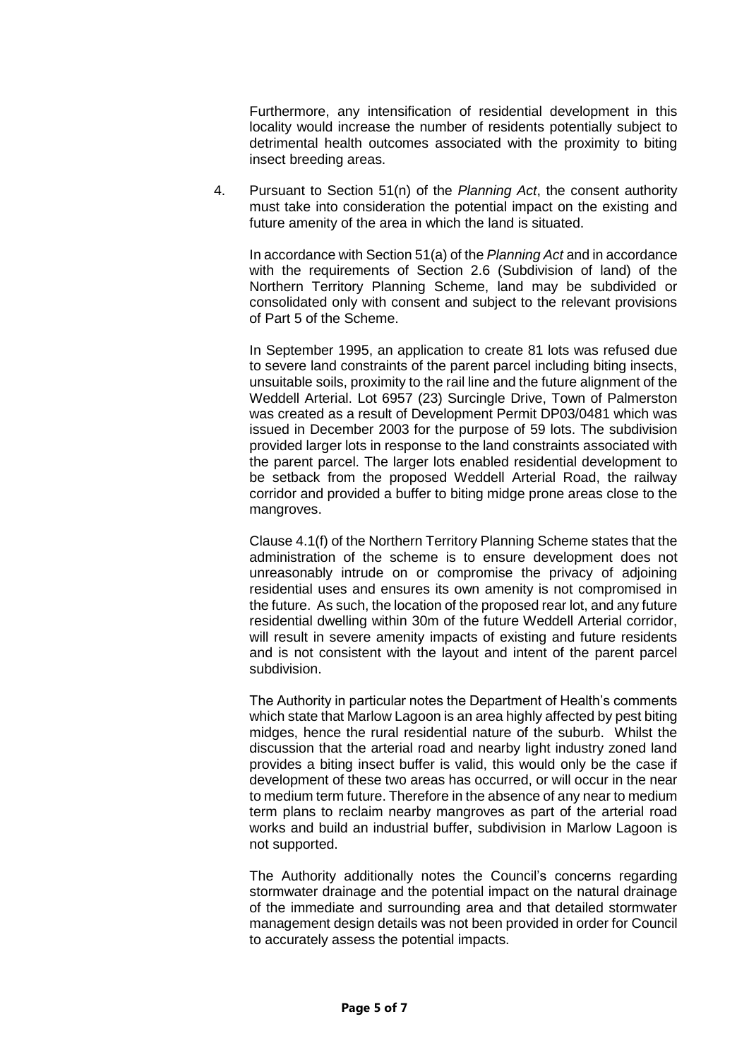Furthermore, any intensification of residential development in this locality would increase the number of residents potentially subject to detrimental health outcomes associated with the proximity to biting insect breeding areas.

4. Pursuant to Section 51(n) of the *Planning Act*, the consent authority must take into consideration the potential impact on the existing and future amenity of the area in which the land is situated.

   In accordance with Section 51(a) of the *Planning Act* and in accordance with the requirements of Section 2.6 (Subdivision of land) of the Northern Territory Planning Scheme, land may be subdivided or consolidated only with consent and subject to the relevant provisions of Part 5 of the Scheme.

   In September 1995, an application to create 81 lots was refused due to severe land constraints of the parent parcel including biting insects, unsuitable soils, proximity to the rail line and the future alignment of the Weddell Arterial. Lot 6957 (23) Surcingle Drive, Town of Palmerston was created as a result of Development Permit DP03/0481 which was issued in December 2003 for the purpose of 59 lots. The subdivision provided larger lots in response to the land constraints associated with the parent parcel. The larger lots enabled residential development to be setback from the proposed Weddell Arterial Road, the railway corridor and provided a buffer to biting midge prone areas close to the mangroves.

   Clause 4.1(f) of the Northern Territory Planning Scheme states that the administration of the scheme is to ensure development does not unreasonably intrude on or compromise the privacy of adjoining residential uses and ensures its own amenity is not compromised in the future. As such, the location of the proposed rear lot, and any future residential dwelling within 30m of the future Weddell Arterial corridor, will result in severe amenity impacts of existing and future residents and is not consistent with the layout and intent of the parent parcel subdivision.

   The Authority in particular notes the Department of Health's comments which state that Marlow Lagoon is an area highly affected by pest biting midges, hence the rural residential nature of the suburb. Whilst the discussion that the arterial road and nearby light industry zoned land provides a biting insect buffer is valid, this would only be the case if development of these two areas has occurred, or will occur in the near to medium term future. Therefore in the absence of any near to medium term plans to reclaim nearby mangroves as part of the arterial road works and build an industrial buffer, subdivision in Marlow Lagoon is not supported.

   The Authority additionally notes the Council's concerns regarding stormwater drainage and the potential impact on the natural drainage of the immediate and surrounding area and that detailed stormwater management design details was not been provided in order for Council to accurately assess the potential impacts.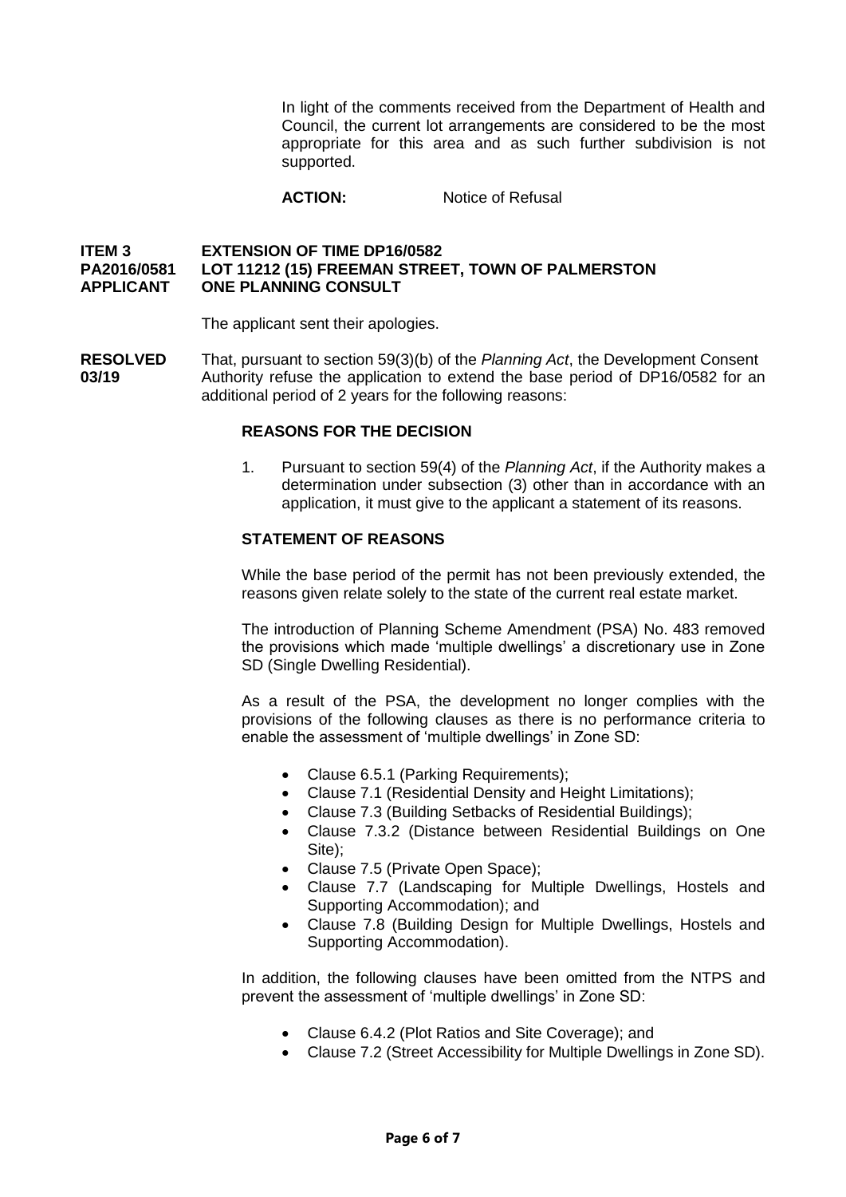In light of the comments received from the Department of Health and Council, the current lot arrangements are considered to be the most appropriate for this area and as such further subdivision is not supported.

**ACTION:** Notice of Refusal

**ITEM 3 EXTENSION OF TIME DP16/0582**
**PA2016/0581 LOT 11212 (15) FREEMAN STREET, TOWN OF PALMERSTON**
**APPLICANT ONE PLANNING CONSULT**

The applicant sent their apologies.

**RESOLVED 03/19** That, pursuant to section 59(3)(b) of the *Planning Act*, the Development Consent Authority refuse the application to extend the base period of DP16/0582 for an additional period of 2 years for the following reasons:

**REASONS FOR THE DECISION**

1. Pursuant to section 59(4) of the *Planning Act*, if the Authority makes a determination under subsection (3) other than in accordance with an application, it must give to the applicant a statement of its reasons.

**STATEMENT OF REASONS**

While the base period of the permit has not been previously extended, the reasons given relate solely to the state of the current real estate market.

The introduction of Planning Scheme Amendment (PSA) No. 483 removed the provisions which made 'multiple dwellings' a discretionary use in Zone SD (Single Dwelling Residential).

As a result of the PSA, the development no longer complies with the provisions of the following clauses as there is no performance criteria to enable the assessment of 'multiple dwellings' in Zone SD:

- Clause 6.5.1 (Parking Requirements);
- Clause 7.1 (Residential Density and Height Limitations);
- Clause 7.3 (Building Setbacks of Residential Buildings);
- Clause 7.3.2 (Distance between Residential Buildings on One Site);
- Clause 7.5 (Private Open Space);
- Clause 7.7 (Landscaping for Multiple Dwellings, Hostels and Supporting Accommodation); and
- Clause 7.8 (Building Design for Multiple Dwellings, Hostels and Supporting Accommodation).

In addition, the following clauses have been omitted from the NTPS and prevent the assessment of 'multiple dwellings' in Zone SD:

- Clause 6.4.2 (Plot Ratios and Site Coverage); and
- Clause 7.2 (Street Accessibility for Multiple Dwellings in Zone SD).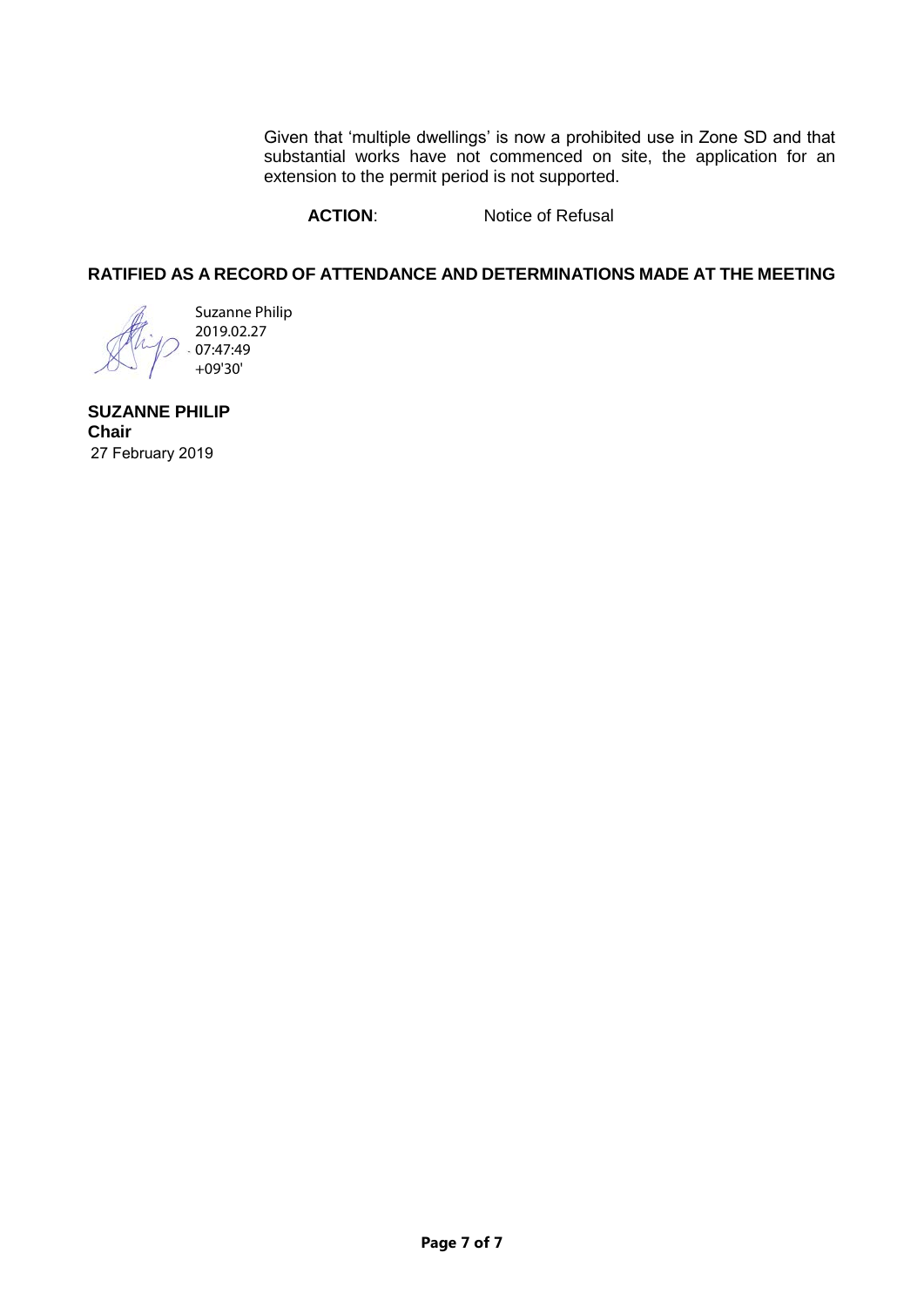Given that 'multiple dwellings' is now a prohibited use in Zone SD and that substantial works have not commenced on site, the application for an extension to the permit period is not supported.

**ACTION**: Notice of Refusal

**RATIFIED AS A RECORD OF ATTENDANCE AND DETERMINATIONS MADE AT THE MEETING**

Suzanne Philip
2019.02.27
07:47:49
+09'30'

**SUZANNE PHILIP**
**Chair**
27 February 2019